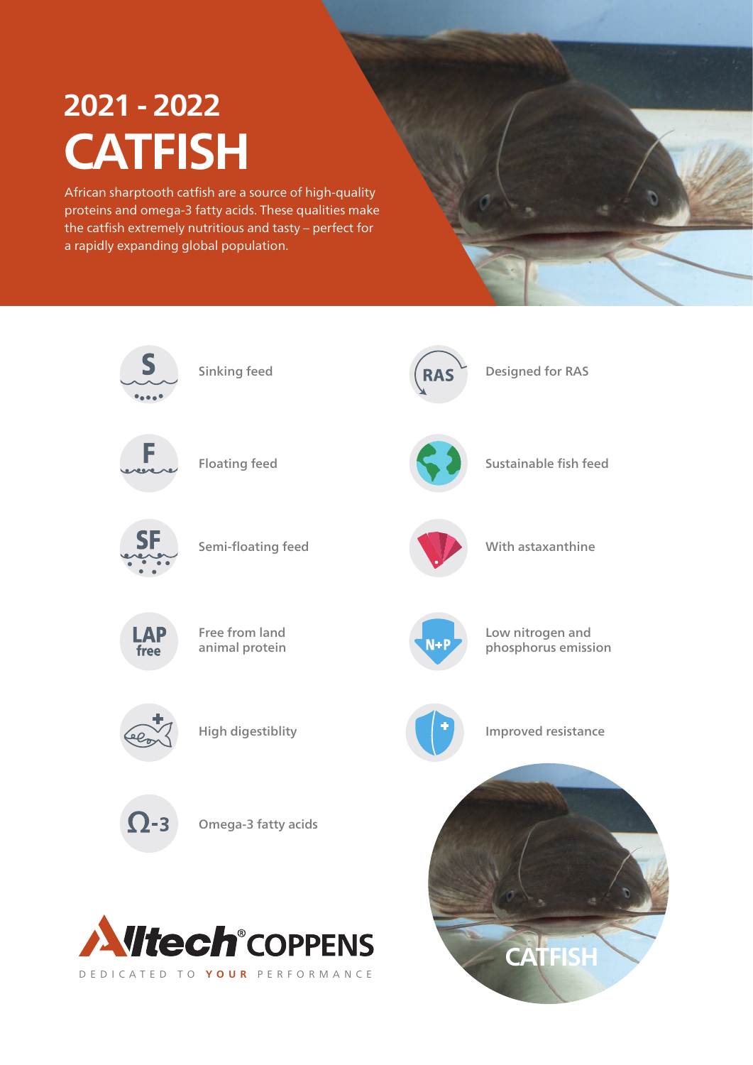# 2021 - 2022

# CATFISH

African sharptooth catfish are a source of high-quality proteins and omega-3 fatty acids. These qualities make the catfish extremely nutritious and tasty – perfect for a rapidly expanding global population.

- Sinking feed
- Floating feed
- Semi-floating feed
- Free from land animal protein
- High digestiblity
- Omega-3 fatty acids
- Designed for RAS
- Sustainable fish feed
- With astaxanthine
- Low nitrogen and phosphorus emission
- Improved resistance

Alltech® COPPENS

DEDICATED TO **YOUR** PERFORMANCE

CATFISH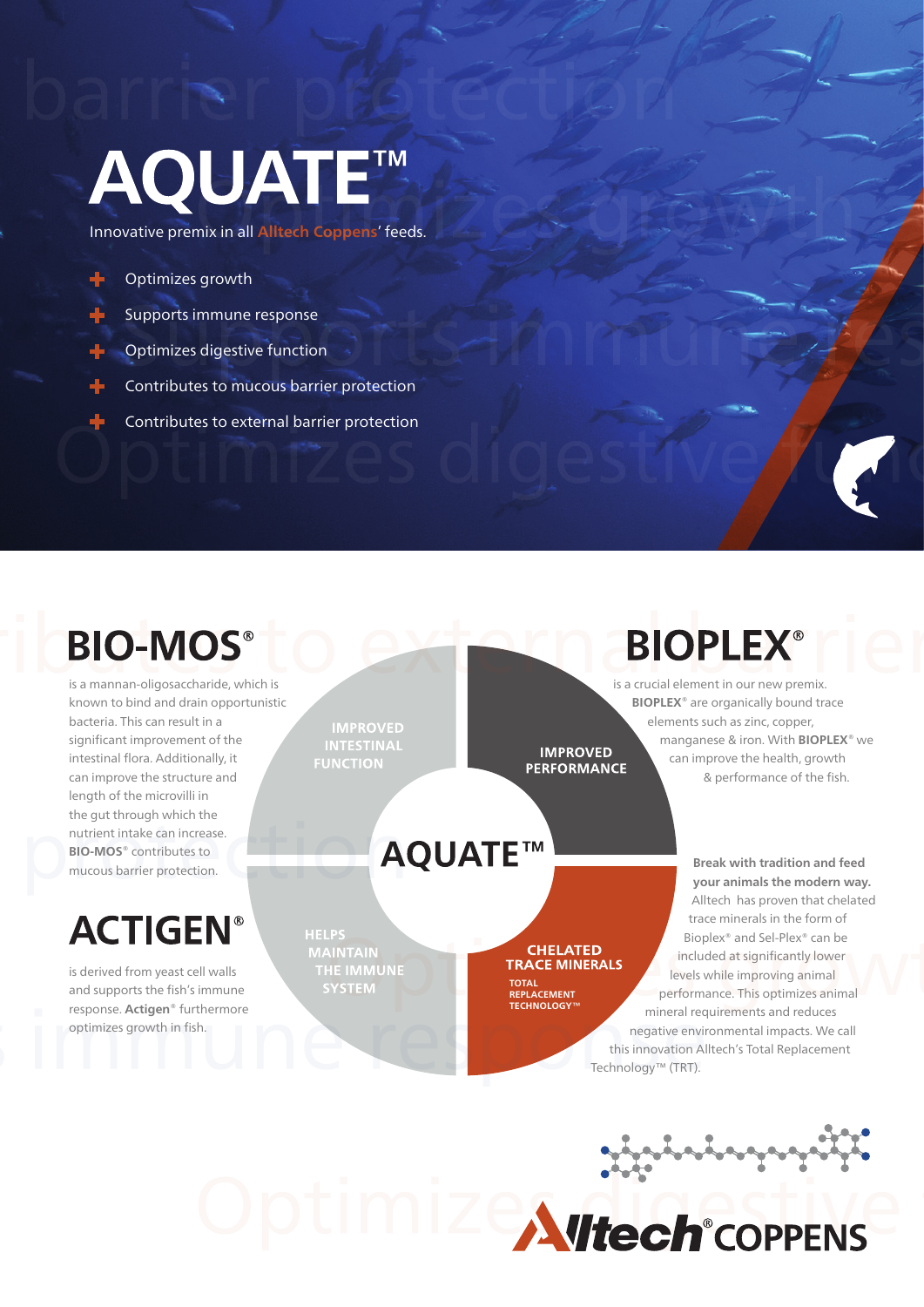# AQUATE™

Innovative premix in all Alltech Coppens' feeds.

- Optimizes growth
- Supports immune response
- Optimizes digestive function
- Contributes to mucous barrier protection
- Contributes to external barrier protection

## BIO-MOS®

is a mannan-oligosaccharide, which is known to bind and drain opportunistic bacteria. This can result in a significant improvement of the intestinal flora. Additionally, it can improve the structure and length of the microvilli in the gut through which the nutrient intake can increase. **BIO-MOS®** contributes to mucous barrier protection.

## ACTIGEN®

is derived from yeast cell walls and supports the fish's immune response. **Actigen®** furthermore optimizes growth in fish.

## AQUATE™

- IMPROVED INTESTINAL FUNCTION
- IMPROVED PERFORMANCE
- HELPS MAINTAIN THE IMMUNE SYSTEM
- CHELATED TRACE MINERALS – TOTAL REPLACEMENT TECHNOLOGY™

## BIOPLEX®

is a crucial element in our new premix. **BIOPLEX®** are organically bound trace elements such as zinc, copper, manganese & iron. With **BIOPLEX®** we can improve the health, growth & performance of the fish.

**Break with tradition and feed your animals the modern way.** Alltech has proven that chelated trace minerals in the form of Bioplex® and Sel-Plex® can be included at significantly lower levels while improving animal performance. This optimizes animal mineral requirements and reduces negative environmental impacts. We call this innovation Alltech's Total Replacement Technology™ (TRT).

Alltech® COPPENS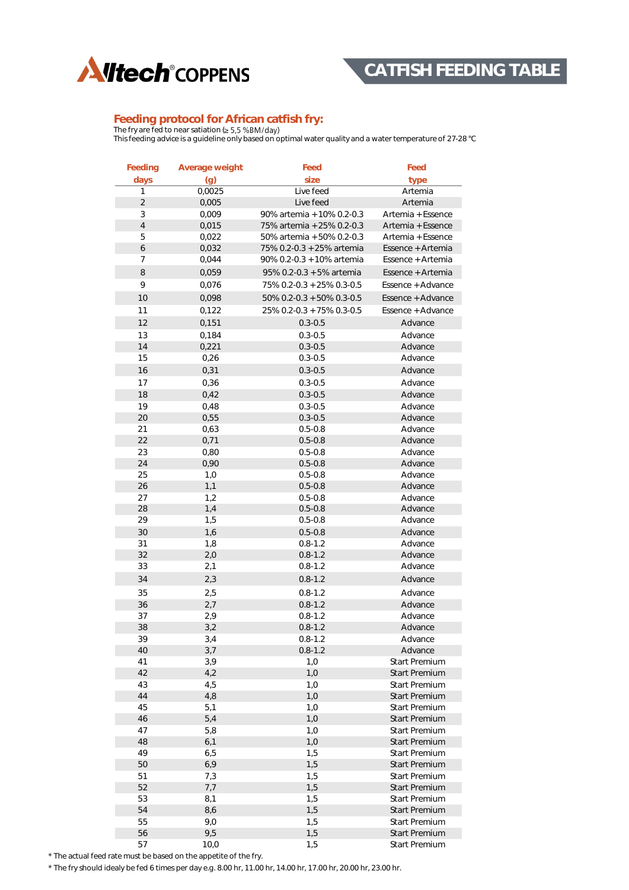Alltech® COPPENS

# CATFISH FEEDING TABLE

## Feeding protocol for African catfish fry:

The fry are fed to near satiation (≥ 5,5 %BM/day)
This feeding advice is a guideline only based on optimal water quality and a water temperature of 27-28 °C

| Feeding days | Average weight (g) | Feed size | Feed type |
|---|---|---|---|
| 1 | 0,0025 | Live feed | Artemia |
| 2 | 0,005 | Live feed | Artemia |
| 3 | 0,009 | 90% artemia + 10% 0.2-0.3 | Artemia + Essence |
| 4 | 0,015 | 75% artemia + 25% 0.2-0.3 | Artemia + Essence |
| 5 | 0,022 | 50% artemia + 50% 0.2-0.3 | Artemia + Essence |
| 6 | 0,032 | 75% 0.2-0.3 + 25% artemia | Essence + Artemia |
| 7 | 0,044 | 90% 0.2-0.3 + 10% artemia | Essence + Artemia |
| 8 | 0,059 | 95% 0.2-0.3 + 5% artemia | Essence + Artemia |
| 9 | 0,076 | 75% 0.2-0.3 + 25% 0.3-0.5 | Essence + Advance |
| 10 | 0,098 | 50% 0.2-0.3 + 50% 0.3-0.5 | Essence + Advance |
| 11 | 0,122 | 25% 0.2-0.3 + 75% 0.3-0.5 | Essence + Advance |
| 12 | 0,151 | 0.3-0.5 | Advance |
| 13 | 0,184 | 0.3-0.5 | Advance |
| 14 | 0,221 | 0.3-0.5 | Advance |
| 15 | 0,26 | 0.3-0.5 | Advance |
| 16 | 0,31 | 0.3-0.5 | Advance |
| 17 | 0,36 | 0.3-0.5 | Advance |
| 18 | 0,42 | 0.3-0.5 | Advance |
| 19 | 0,48 | 0.3-0.5 | Advance |
| 20 | 0,55 | 0.3-0.5 | Advance |
| 21 | 0,63 | 0.5-0.8 | Advance |
| 22 | 0,71 | 0.5-0.8 | Advance |
| 23 | 0,80 | 0.5-0.8 | Advance |
| 24 | 0,90 | 0.5-0.8 | Advance |
| 25 | 1,0 | 0.5-0.8 | Advance |
| 26 | 1,1 | 0.5-0.8 | Advance |
| 27 | 1,2 | 0.5-0.8 | Advance |
| 28 | 1,4 | 0.5-0.8 | Advance |
| 29 | 1,5 | 0.5-0.8 | Advance |
| 30 | 1,6 | 0.5-0.8 | Advance |
| 31 | 1,8 | 0.8-1.2 | Advance |
| 32 | 2,0 | 0.8-1.2 | Advance |
| 33 | 2,1 | 0.8-1.2 | Advance |
| 34 | 2,3 | 0.8-1.2 | Advance |
| 35 | 2,5 | 0.8-1.2 | Advance |
| 36 | 2,7 | 0.8-1.2 | Advance |
| 37 | 2,9 | 0.8-1.2 | Advance |
| 38 | 3,2 | 0.8-1.2 | Advance |
| 39 | 3,4 | 0.8-1.2 | Advance |
| 40 | 3,7 | 0.8-1.2 | Advance |
| 41 | 3,9 | 1,0 | Start Premium |
| 42 | 4,2 | 1,0 | Start Premium |
| 43 | 4,5 | 1,0 | Start Premium |
| 44 | 4,8 | 1,0 | Start Premium |
| 45 | 5,1 | 1,0 | Start Premium |
| 46 | 5,4 | 1,0 | Start Premium |
| 47 | 5,8 | 1,0 | Start Premium |
| 48 | 6,1 | 1,0 | Start Premium |
| 49 | 6,5 | 1,5 | Start Premium |
| 50 | 6,9 | 1,5 | Start Premium |
| 51 | 7,3 | 1,5 | Start Premium |
| 52 | 7,7 | 1,5 | Start Premium |
| 53 | 8,1 | 1,5 | Start Premium |
| 54 | 8,6 | 1,5 | Start Premium |
| 55 | 9,0 | 1,5 | Start Premium |
| 56 | 9,5 | 1,5 | Start Premium |
| 57 | 10,0 | 1,5 | Start Premium |

* The actual feed rate must be based on the appetite of the fry.
* The fry should idealy be fed 6 times per day e.g. 8.00 hr, 11.00 hr, 14.00 hr, 17.00 hr, 20.00 hr, 23.00 hr.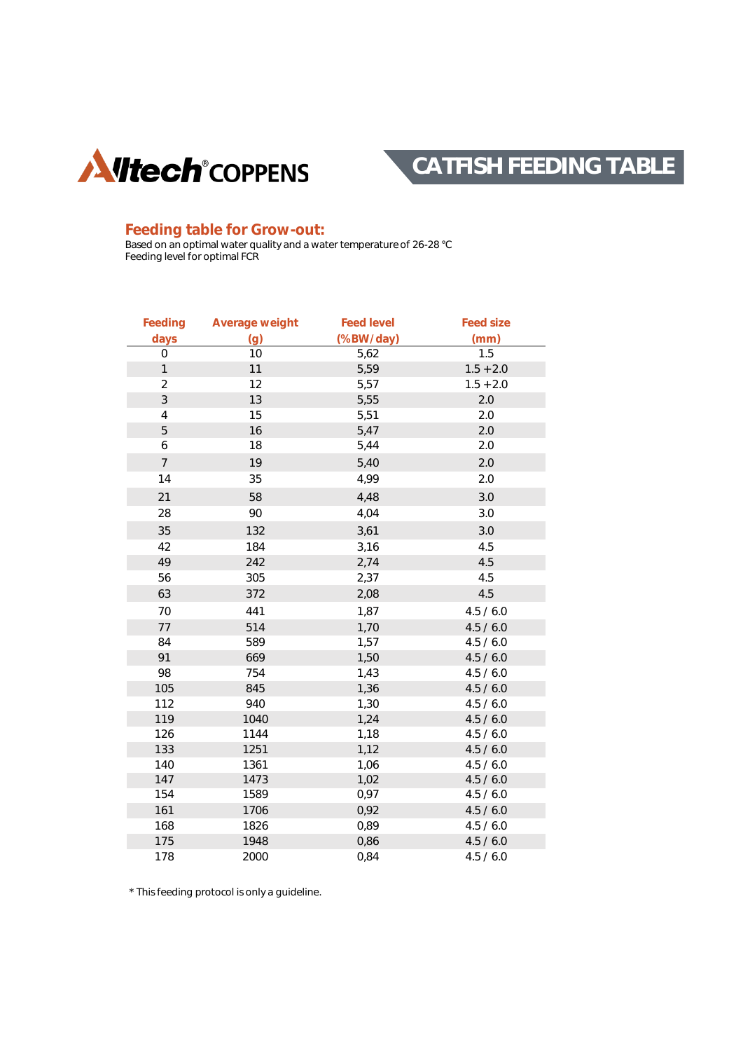Alltech® COPPENS

# CATFISH FEEDING TABLE

## Feeding table for Grow-out:

Based on an optimal water quality and a water temperature of 26-28 °C
Feeding level for optimal FCR

| Feeding days | Average weight (g) | Feed level (%BW/day) | Feed size (mm) |
|---|---|---|---|
| 0 | 10 | 5,62 | 1.5 |
| 1 | 11 | 5,59 | 1.5 +2.0 |
| 2 | 12 | 5,57 | 1.5 +2.0 |
| 3 | 13 | 5,55 | 2.0 |
| 4 | 15 | 5,51 | 2.0 |
| 5 | 16 | 5,47 | 2.0 |
| 6 | 18 | 5,44 | 2.0 |
| 7 | 19 | 5,40 | 2.0 |
| 14 | 35 | 4,99 | 2.0 |
| 21 | 58 | 4,48 | 3.0 |
| 28 | 90 | 4,04 | 3.0 |
| 35 | 132 | 3,61 | 3.0 |
| 42 | 184 | 3,16 | 4.5 |
| 49 | 242 | 2,74 | 4.5 |
| 56 | 305 | 2,37 | 4.5 |
| 63 | 372 | 2,08 | 4.5 |
| 70 | 441 | 1,87 | 4.5 / 6.0 |
| 77 | 514 | 1,70 | 4.5 / 6.0 |
| 84 | 589 | 1,57 | 4.5 / 6.0 |
| 91 | 669 | 1,50 | 4.5 / 6.0 |
| 98 | 754 | 1,43 | 4.5 / 6.0 |
| 105 | 845 | 1,36 | 4.5 / 6.0 |
| 112 | 940 | 1,30 | 4.5 / 6.0 |
| 119 | 1040 | 1,24 | 4.5 / 6.0 |
| 126 | 1144 | 1,18 | 4.5 / 6.0 |
| 133 | 1251 | 1,12 | 4.5 / 6.0 |
| 140 | 1361 | 1,06 | 4.5 / 6.0 |
| 147 | 1473 | 1,02 | 4.5 / 6.0 |
| 154 | 1589 | 0,97 | 4.5 / 6.0 |
| 161 | 1706 | 0,92 | 4.5 / 6.0 |
| 168 | 1826 | 0,89 | 4.5 / 6.0 |
| 175 | 1948 | 0,86 | 4.5 / 6.0 |
| 178 | 2000 | 0,84 | 4.5 / 6.0 |

* This feeding protocol is only a guideline.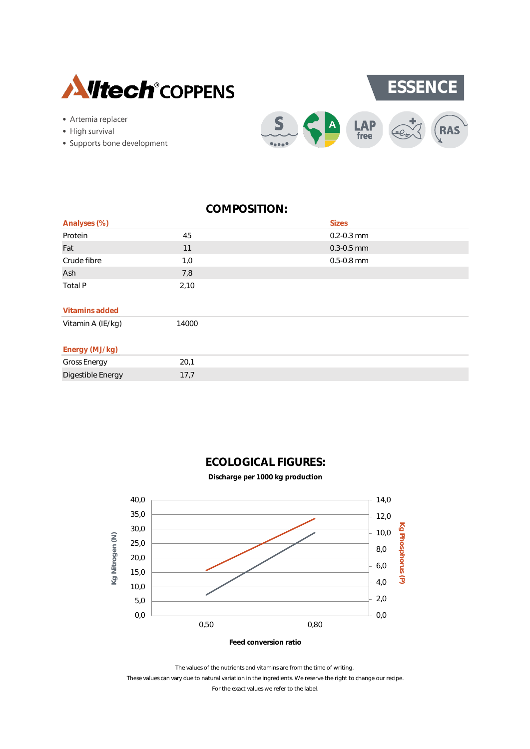Alltech® COPPENS

# ESSENCE

- Artemia replacer
- High survival
- Supports bone development

S | A | LAP free | RAS

## COMPOSITION:

| Analyses (%) | | Sizes |
|---|---|---|
| Protein | 45 | 0.2-0.3 mm |
| Fat | 11 | 0.3-0.5 mm |
| Crude fibre | 1,0 | 0.5-0.8 mm |
| Ash | 7,8 | |
| Total P | 2,10 | |

| Vitamins added | |
|---|---|
| Vitamin A (IE/kg) | 14000 |

| Energy (MJ/kg) | |
|---|---|
| Gross Energy | 20,1 |
| Digestible Energy | 17,7 |

## ECOLOGICAL FIGURES:

**Discharge per 1000 kg production**

Kg Nitrogen (N): 0,0 – 40,0; Kg Phosphorus (P): 0,0 – 14,0

Feed conversion ratio: 0,50; 0,80

**Feed conversion ratio**

The values of the nutrients and vitamins are from the time of writing.
These values can vary due to natural variation in the ingredients. We reserve the right to change our recipe.
For the exact values we refer to the label.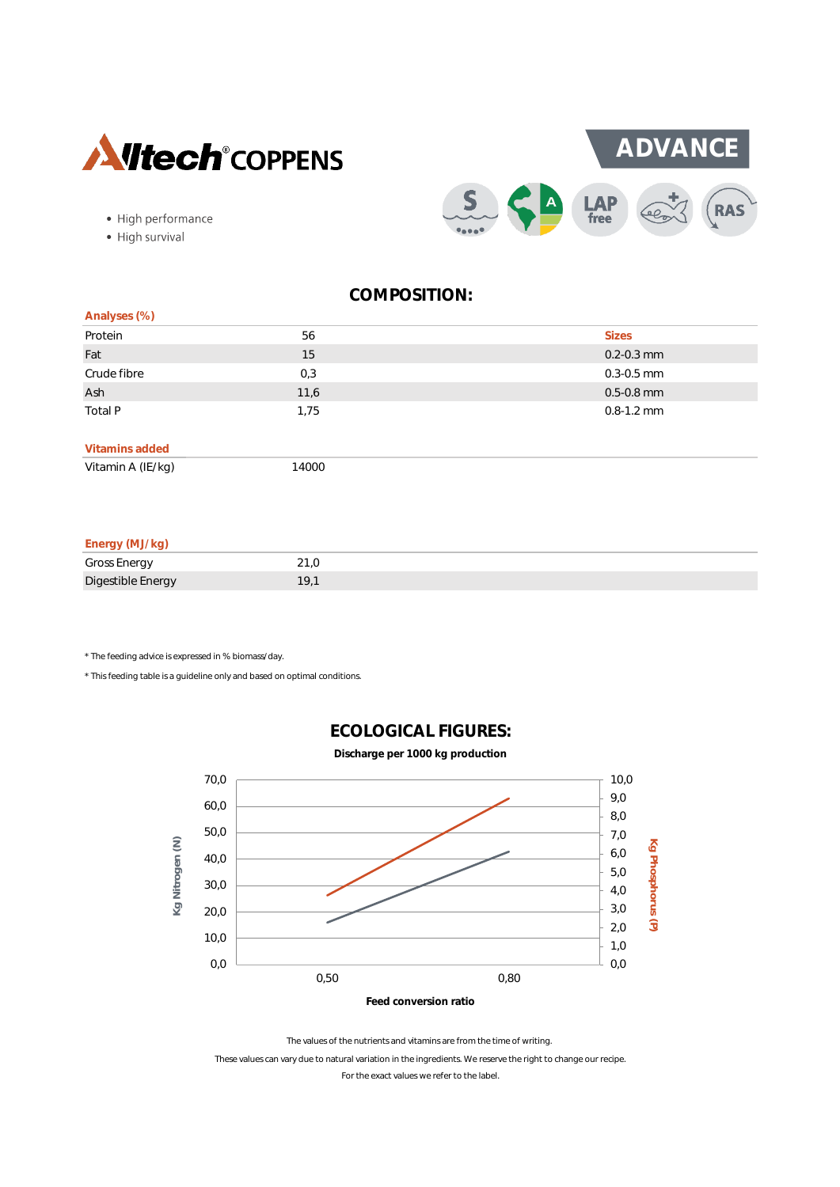Alltech® COPPENS

# ADVANCE

- High performance
- High survival

## COMPOSITION:

| Analyses (%) | | Sizes |
|---|---|---|
| Protein | 56 | |
| Fat | 15 | 0.2-0.3 mm |
| Crude fibre | 0,3 | 0.3-0.5 mm |
| Ash | 11,6 | 0.5-0.8 mm |
| Total P | 1,75 | 0.8-1.2 mm |

| Vitamins added | |
|---|---|
| Vitamin A (IE/kg) | 14000 |

| Energy (MJ/kg) | |
|---|---|
| Gross Energy | 21,0 |
| Digestible Energy | 19,1 |

* The feeding advice is expressed in % biomass/day.

* This feeding table is a guideline only and based on optimal conditions.

## ECOLOGICAL FIGURES:

**Discharge per 1000 kg production**

Kg Nitrogen (N): 0,0; 10,0; 20,0; 30,0; 40,0; 50,0; 60,0; 70,0

Kg Phosphorus (P): 0,0; 1,0; 2,0; 3,0; 4,0; 5,0; 6,0; 7,0; 8,0; 9,0; 10,0

Feed conversion ratio: 0,50; 0,80

The values of the nutrients and vitamins are from the time of writing.

These values can vary due to natural variation in the ingredients. We reserve the right to change our recipe.

For the exact values we refer to the label.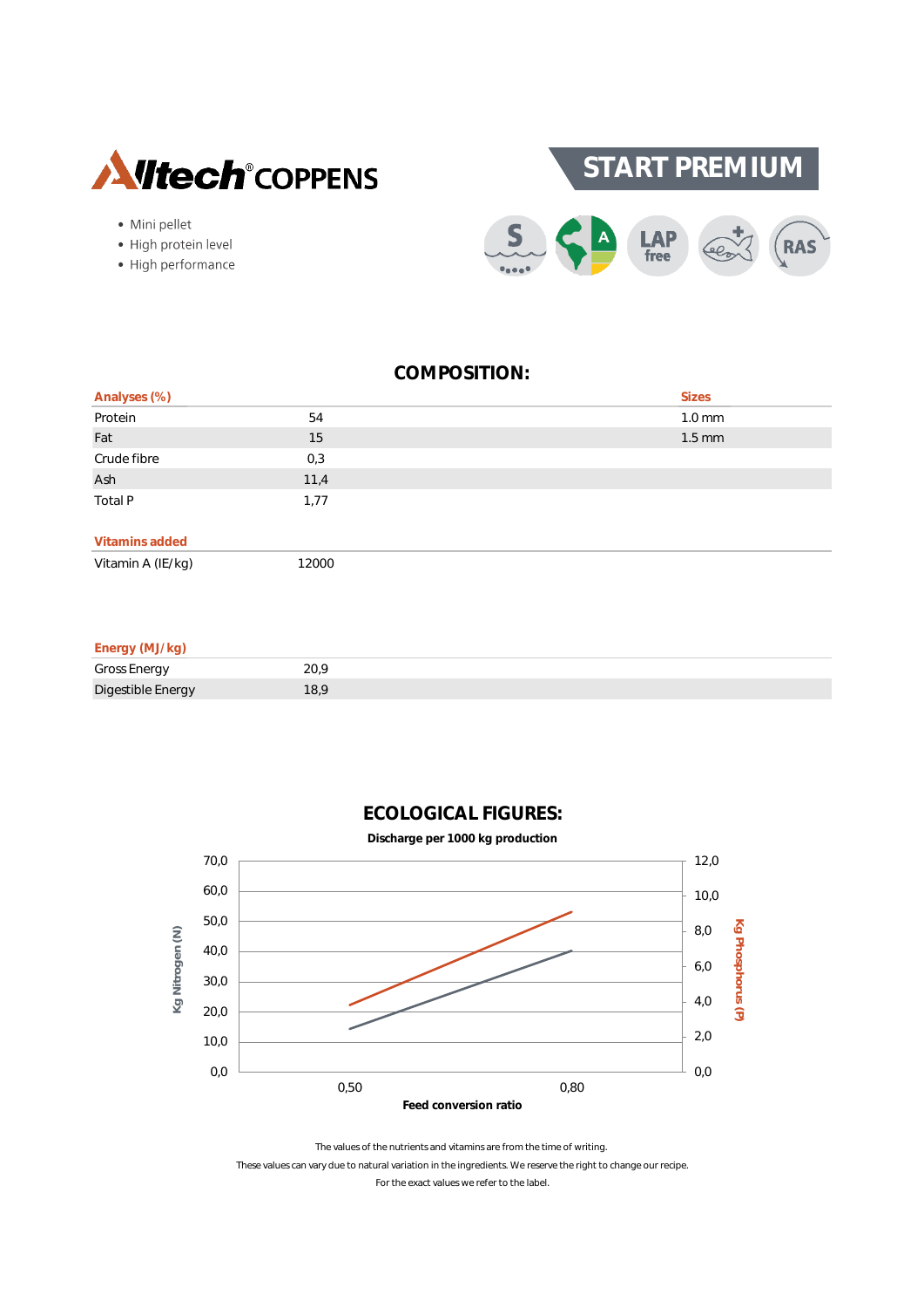Alltech® COPPENS

# START PREMIUM

- Mini pellet
- High protein level
- High performance

S · A · LAP free · RAS

## COMPOSITION:

| Analyses (%) | | Sizes |
|---|---|---|
| Protein | 54 | 1.0 mm |
| Fat | 15 | 1.5 mm |
| Crude fibre | 0,3 | |
| Ash | 11,4 | |
| Total P | 1,77 | |

| Vitamins added | |
|---|---|
| Vitamin A (IE/kg) | 12000 |

| Energy (MJ/kg) | |
|---|---|
| Gross Energy | 20,9 |
| Digestible Energy | 18,9 |

## ECOLOGICAL FIGURES:

**Discharge per 1000 kg production**

Kg Nitrogen (N): 0,0 – 70,0; Kg Phosphorus (P): 0,0 – 12,0

Feed conversion ratio: 0,50 – 0,80

The values of the nutrients and vitamins are from the time of writing.

These values can vary due to natural variation in the ingredients. We reserve the right to change our recipe.

For the exact values we refer to the label.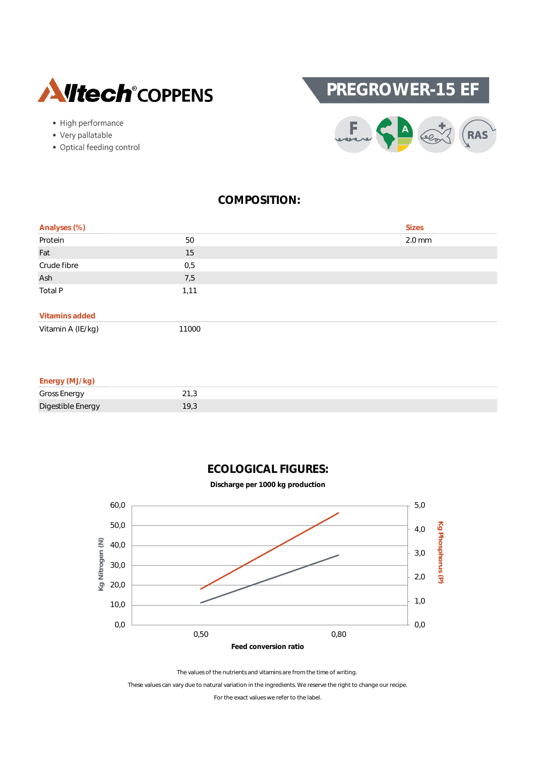Alltech® COPPENS

# PREGROWER-15 EF

- High performance
- Very pallatable
- Optical feeding control

## COMPOSITION:

| Analyses (%) | | Sizes |
|---|---|---|
| Protein | 50 | 2.0 mm |
| Fat | 15 | |
| Crude fibre | 0,5 | |
| Ash | 7,5 | |
| Total P | 1,11 | |

| Vitamins added | |
|---|---|
| Vitamin A (IE/kg) | 11000 |

| Energy (MJ/kg) | |
|---|---|
| Gross Energy | 21,3 |
| Digestible Energy | 19,3 |

## ECOLOGICAL FIGURES:

**Discharge per 1000 kg production**

Kg Nitrogen (N): 0,0 – 60,0; Kg Phosphorus (P): 0,0 – 5,0

**Feed conversion ratio**: 0,50 – 0,80

The values of the nutrients and vitamins are from the time of writing.

These values can vary due to natural variation in the ingredients. We reserve the right to change our recipe.

For the exact values we refer to the label.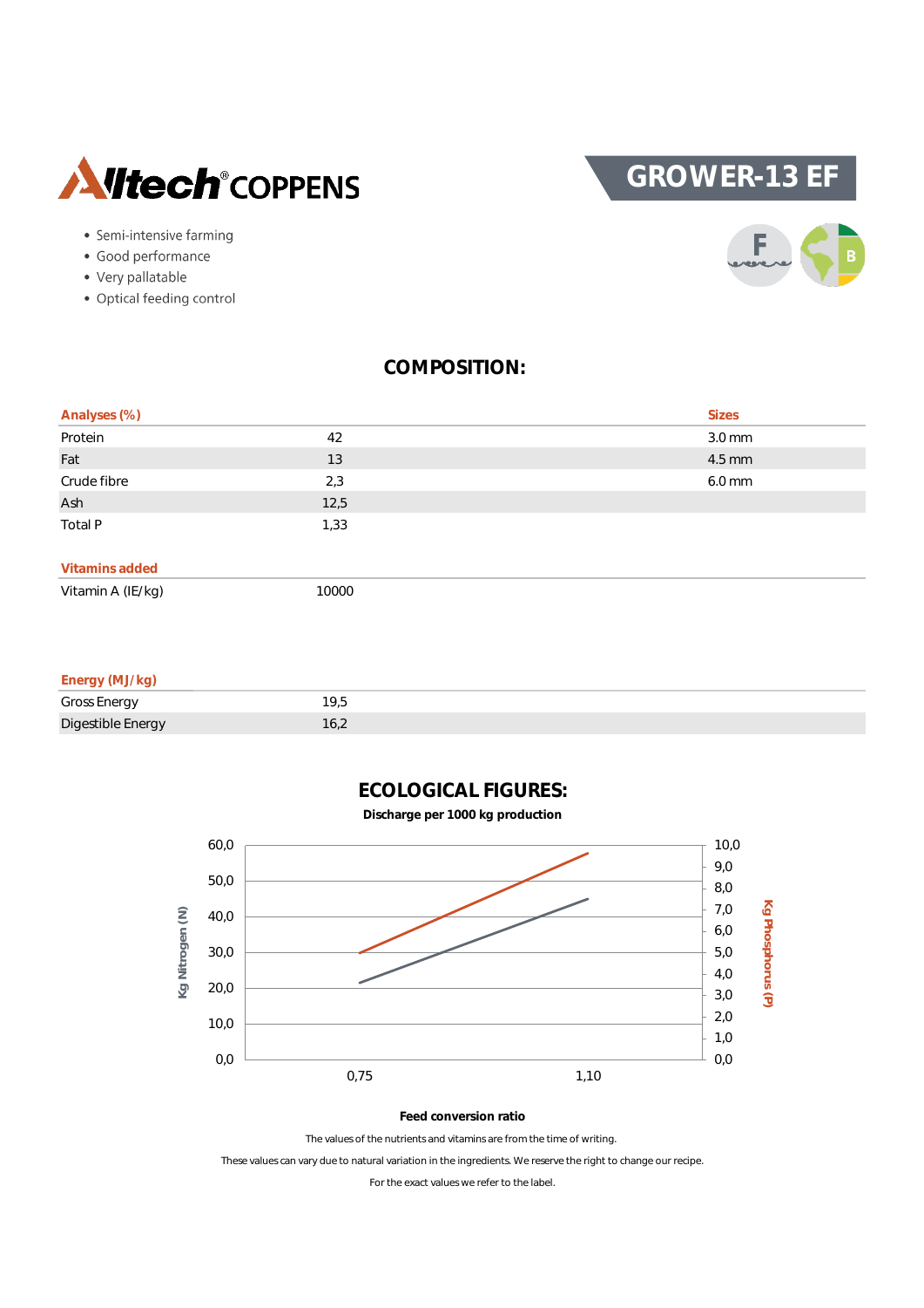# GROWER-13 EF

- Semi-intensive farming
- Good performance
- Very pallatable
- Optical feeding control

## COMPOSITION:

| Analyses (%) | | Sizes |
|---|---|---|
| Protein | 42 | 3.0 mm |
| Fat | 13 | 4.5 mm |
| Crude fibre | 2,3 | 6.0 mm |
| Ash | 12,5 | |
| Total P | 1,33 | |

| Vitamins added | |
|---|---|
| Vitamin A (IE/kg) | 10000 |

| Energy (MJ/kg) | |
|---|---|
| Gross Energy | 19,5 |
| Digestible Energy | 16,2 |

## ECOLOGICAL FIGURES:

**Discharge per 1000 kg production**

Feed conversion ratio

The values of the nutrients and vitamins are from the time of writing.

These values can vary due to natural variation in the ingredients. We reserve the right to change our recipe.

For the exact values we refer to the label.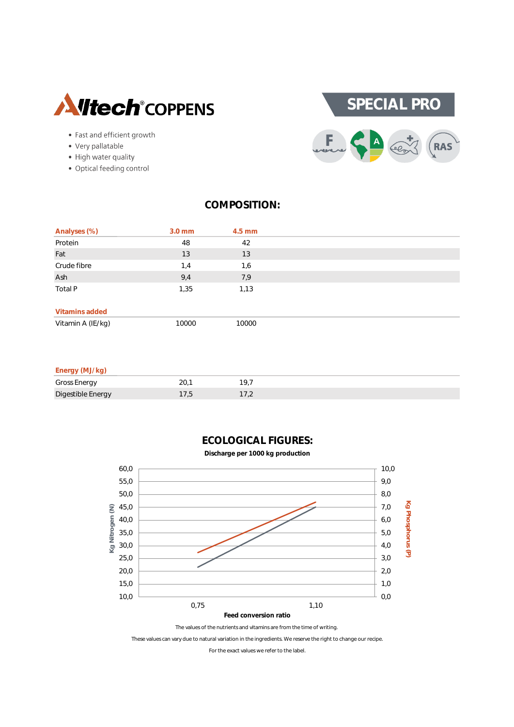# Alltech® COPPENS

## SPECIAL PRO

- Fast and efficient growth
- Very pallatable
- High water quality
- Optical feeding control

F A RAS

## COMPOSITION:

| Analyses (%) | 3.0 mm | 4.5 mm |
|---|---|---|
| Protein | 48 | 42 |
| Fat | 13 | 13 |
| Crude fibre | 1,4 | 1,6 |
| Ash | 9,4 | 7,9 |
| Total P | 1,35 | 1,13 |

| Vitamins added | | |
|---|---|---|
| Vitamin A (IE/kg) | 10000 | 10000 |

| Energy (MJ/kg) | | |
|---|---|---|
| Gross Energy | 20,1 | 19,7 |
| Digestible Energy | 17,5 | 17,2 |

## ECOLOGICAL FIGURES:

**Discharge per 1000 kg production**

Kg Nitrogen (N): 60,0 55,0 50,0 45,0 40,0 35,0 30,0 25,0 20,0 15,0 10,0

Kg Phosphorus (P): 10,0 9,0 8,0 7,0 6,0 5,0 4,0 3,0 2,0 1,0 0,0

Feed conversion ratio: 0,75 1,10

The values of the nutrients and vitamins are from the time of writing.

These values can vary due to natural variation in the ingredients. We reserve the right to change our recipe.

For the exact values we refer to the label.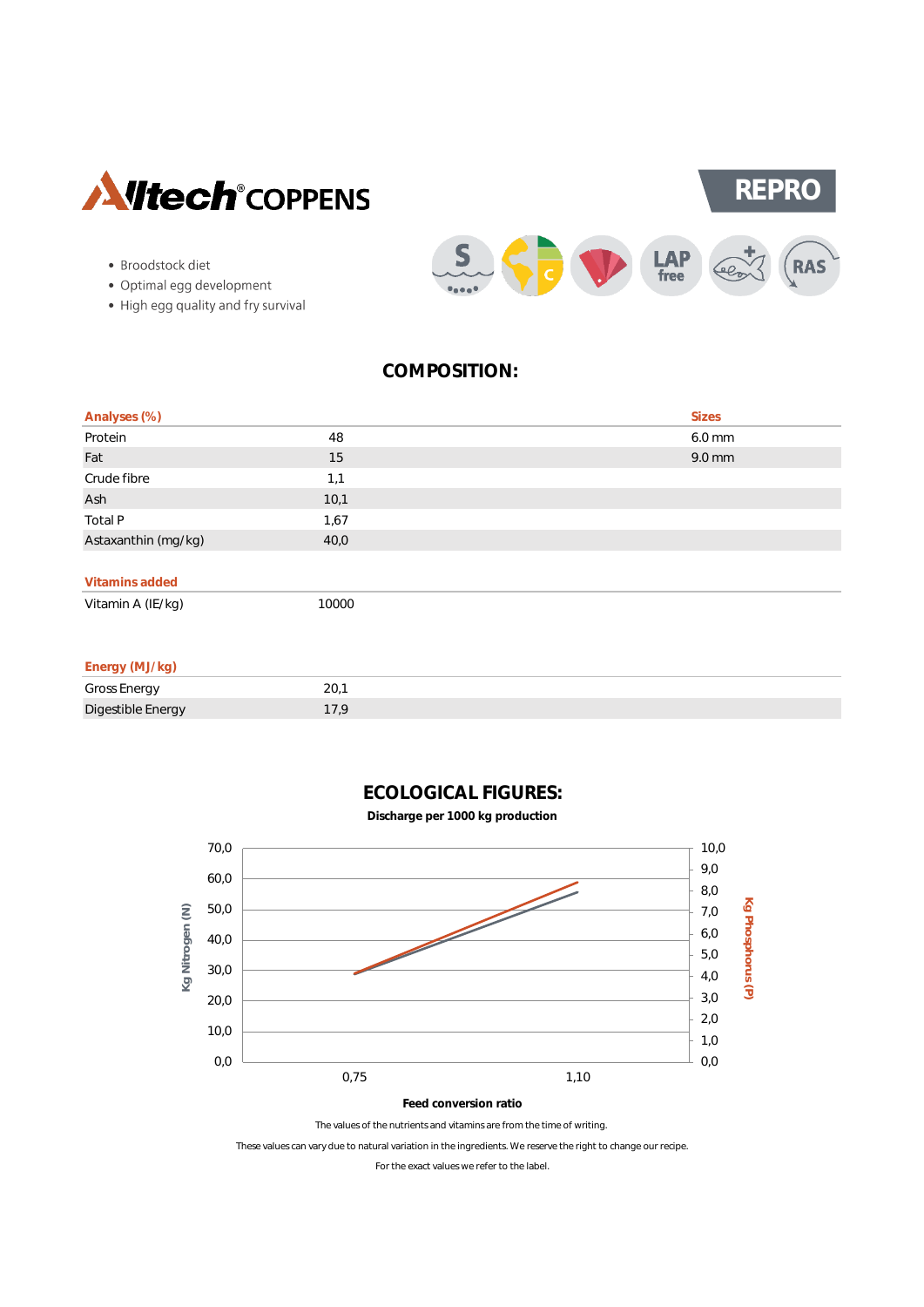Alltech® COPPENS

# REPRO

- Broodstock diet
- Optimal egg development
- High egg quality and fry survival

S C LAP free RAS

## COMPOSITION:

| Analyses (%) | | Sizes |
|---|---|---|
| Protein | 48 | 6.0 mm |
| Fat | 15 | 9.0 mm |
| Crude fibre | 1,1 | |
| Ash | 10,1 | |
| Total P | 1,67 | |
| Astaxanthin (mg/kg) | 40,0 | |

| Vitamins added | |
|---|---|
| Vitamin A (IE/kg) | 10000 |

| Energy (MJ/kg) | |
|---|---|
| Gross Energy | 20,1 |
| Digestible Energy | 17,9 |

## ECOLOGICAL FIGURES:

**Discharge per 1000 kg production**

Kg Nitrogen (N): 0,0; 10,0; 20,0; 30,0; 40,0; 50,0; 60,0; 70,0

Kg Phosphorus (P): 0,0; 1,0; 2,0; 3,0; 4,0; 5,0; 6,0; 7,0; 8,0; 9,0; 10,0

0,75 1,10

**Feed conversion ratio**

The values of the nutrients and vitamins are from the time of writing.

These values can vary due to natural variation in the ingredients. We reserve the right to change our recipe.

For the exact values we refer to the label.